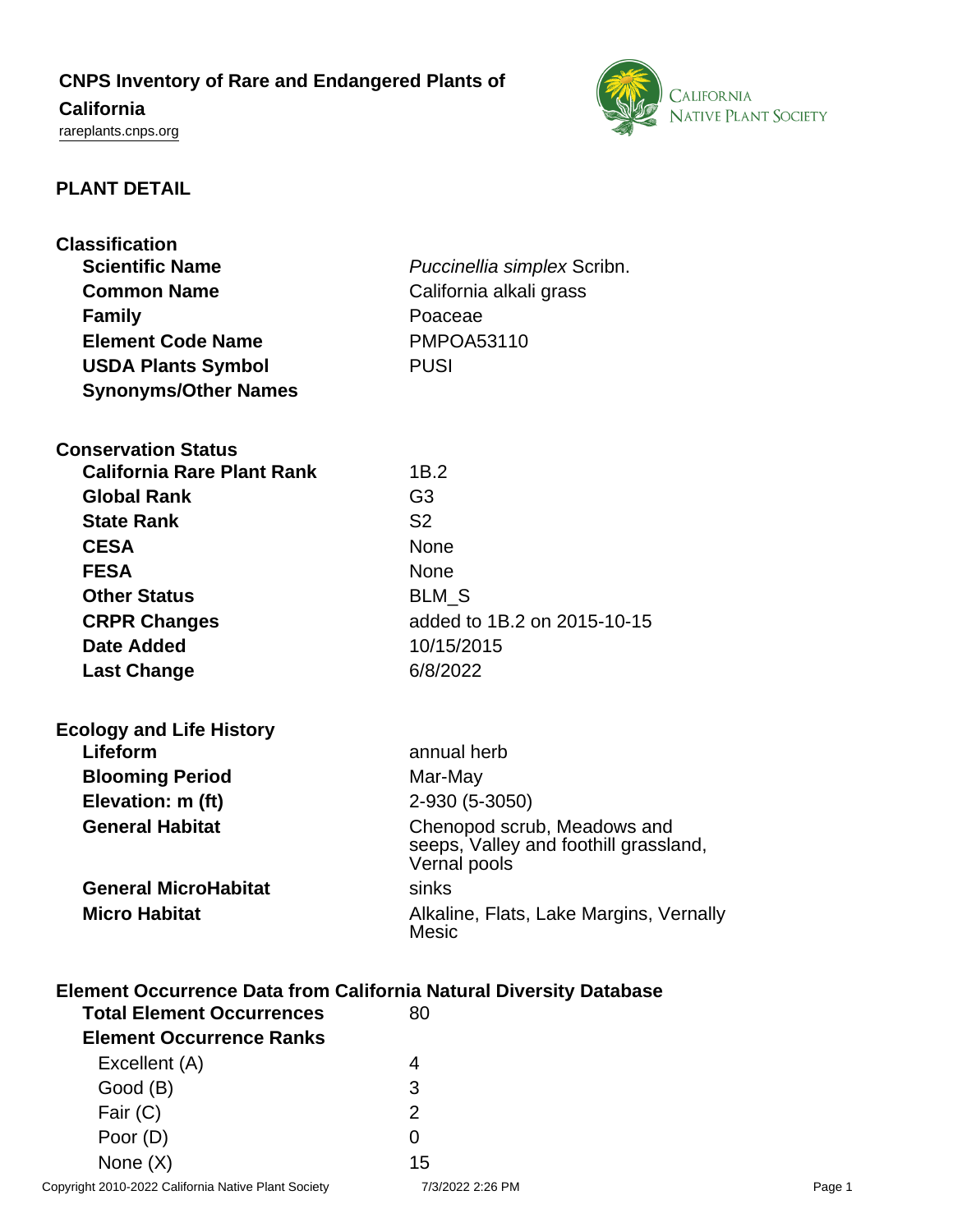# CNPS Inventory of Rare and Endangered Plants of California

rareplants.cnps.org

## PLANT DETAIL

### Classification

| | |
|---|---|
| **Scientific Name** | *Puccinellia simplex* Scribn. |
| **Common Name** | California alkali grass |
| **Family** | Poaceae |
| **Element Code Name** | PMPOA53110 |
| **USDA Plants Symbol** | PUSI |
| **Synonyms/Other Names** | |

### Conservation Status

| | |
|---|---|
| **California Rare Plant Rank** | 1B.2 |
| **Global Rank** | G3 |
| **State Rank** | S2 |
| **CESA** | None |
| **FESA** | None |
| **Other Status** | BLM_S |
| **CRPR Changes** | added to 1B.2 on 2015-10-15 |
| **Date Added** | 10/15/2015 |
| **Last Change** | 6/8/2022 |

### Ecology and Life History

| | |
|---|---|
| **Lifeform** | annual herb |
| **Blooming Period** | Mar-May |
| **Elevation: m (ft)** | 2-930 (5-3050) |
| **General Habitat** | Chenopod scrub, Meadows and seeps, Valley and foothill grassland, Vernal pools |
| **General MicroHabitat** | sinks |
| **Micro Habitat** | Alkaline, Flats, Lake Margins, Vernally Mesic |

### Element Occurrence Data from California Natural Diversity Database

| | |
|---|---|
| **Total Element Occurrences** | 80 |
| **Element Occurrence Ranks** | |
| Excellent (A) | 4 |
| Good (B) | 3 |
| Fair (C) | 2 |
| Poor (D) | 0 |
| None (X) | 15 |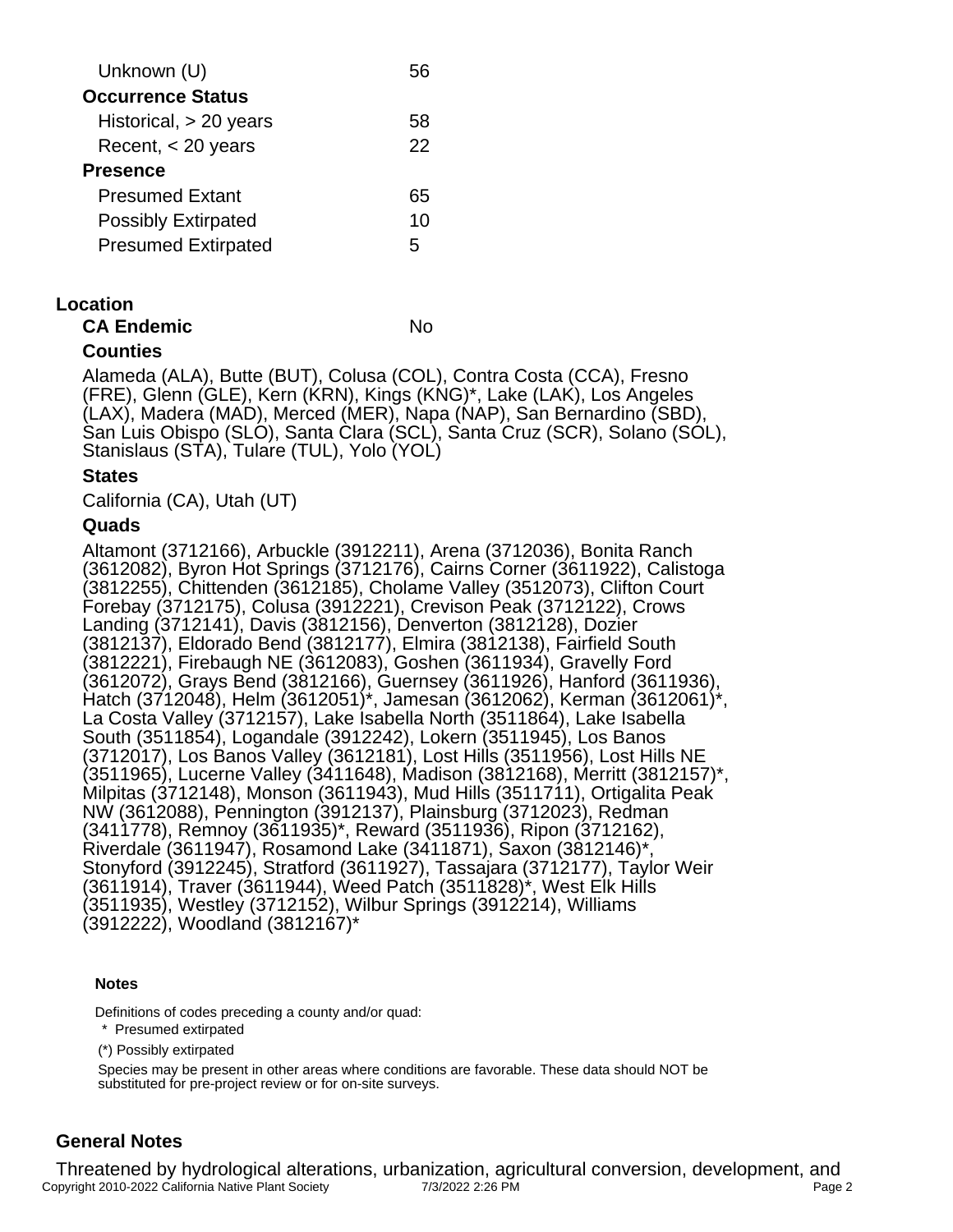| | |
|---|---|
| Unknown (U) | 56 |
| **Occurrence Status** | |
| Historical, > 20 years | 58 |
| Recent, < 20 years | 22 |
| **Presence** | |
| Presumed Extant | 65 |
| Possibly Extirpated | 10 |
| Presumed Extirpated | 5 |

## Location

**CA Endemic** No

### Counties

Alameda (ALA), Butte (BUT), Colusa (COL), Contra Costa (CCA), Fresno (FRE), Glenn (GLE), Kern (KRN), Kings (KNG)*, Lake (LAK), Los Angeles (LAX), Madera (MAD), Merced (MER), Napa (NAP), San Bernardino (SBD), San Luis Obispo (SLO), Santa Clara (SCL), Santa Cruz (SCR), Solano (SOL), Stanislaus (STA), Tulare (TUL), Yolo (YOL)

### States

California (CA), Utah (UT)

### Quads

Altamont (3712166), Arbuckle (3912211), Arena (3712036), Bonita Ranch (3612082), Byron Hot Springs (3712176), Cairns Corner (3611922), Calistoga (3812255), Chittenden (3612185), Cholame Valley (3512073), Clifton Court Forebay (3712175), Colusa (3912221), Crevison Peak (3712122), Crows Landing (3712141), Davis (3812156), Denverton (3812128), Dozier (3812137), Eldorado Bend (3812177), Elmira (3812138), Fairfield South (3812221), Firebaugh NE (3612083), Goshen (3611934), Gravelly Ford (3612072), Grays Bend (3812166), Guernsey (3611926), Hanford (3611936), Hatch (3712048), Helm (3612051)*, Jamesan (3612062), Kerman (3612061)*, La Costa Valley (3712157), Lake Isabella North (3511864), Lake Isabella South (3511854), Logandale (3912242), Lokern (3511945), Los Banos (3712017), Los Banos Valley (3612181), Lost Hills (3511956), Lost Hills NE (3511965), Lucerne Valley (3411648), Madison (3812168), Merritt (3812157)*, Milpitas (3712148), Monson (3611943), Mud Hills (3511711), Ortigalita Peak NW (3612088), Pennington (3912137), Plainsburg (3712023), Redman (3411778), Remnoy (3611935)*, Reward (3511936), Ripon (3712162), Riverdale (3611947), Rosamond Lake (3411871), Saxon (3812146)*, Stonyford (3912245), Stratford (3611927), Tassajara (3712177), Taylor Weir (3611914), Traver (3611944), Weed Patch (3511828)*, West Elk Hills (3511935), Westley (3712152), Wilbur Springs (3912214), Williams (3912222), Woodland (3812167)*

#### Notes

Definitions of codes preceding a county and/or quad:

\* Presumed extirpated

(*) Possibly extirpated

Species may be present in other areas where conditions are favorable. These data should NOT be substituted for pre-project review or for on-site surveys.

## General Notes

Threatened by hydrological alterations, urbanization, agricultural conversion, development, and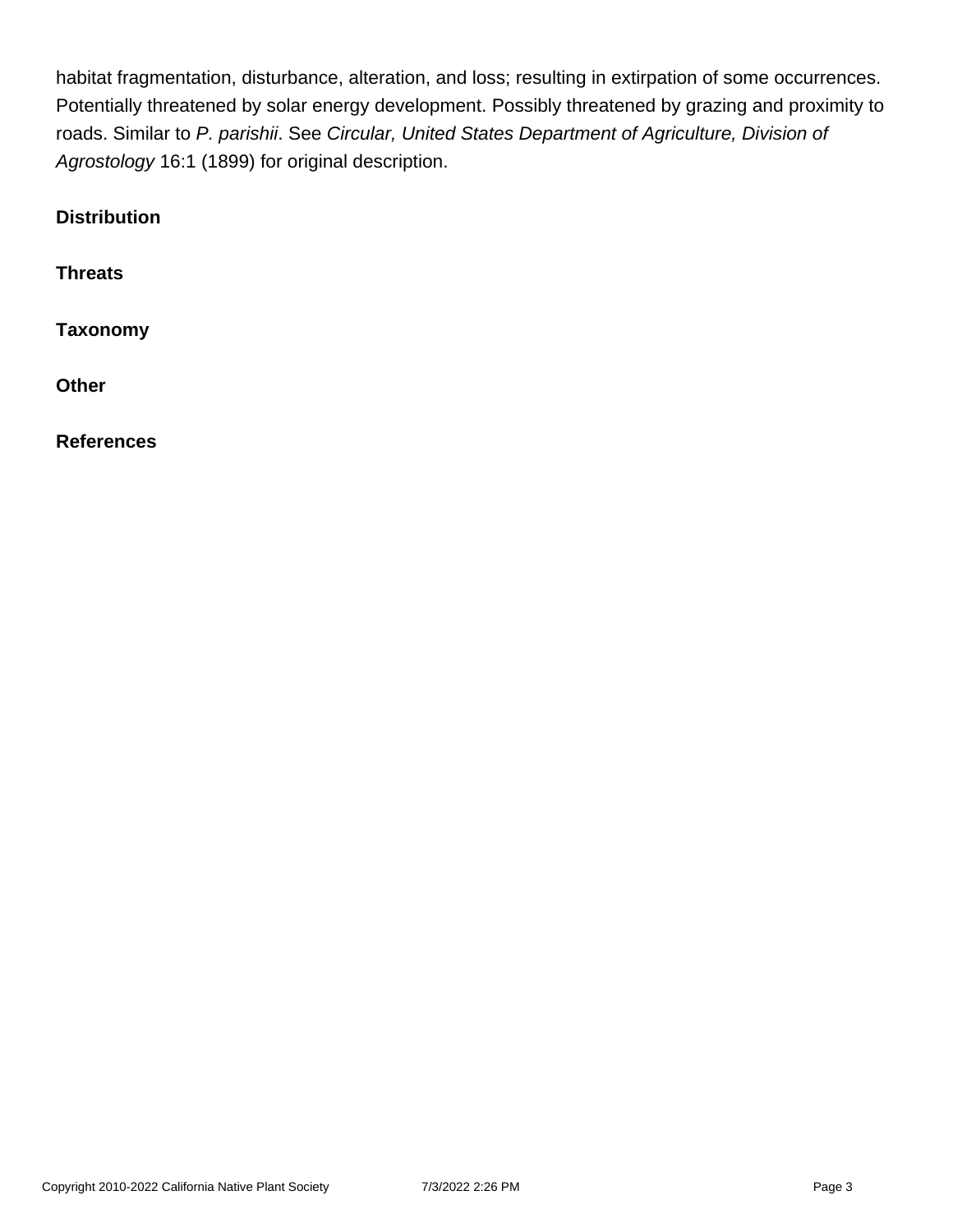habitat fragmentation, disturbance, alteration, and loss; resulting in extirpation of some occurrences. Potentially threatened by solar energy development. Possibly threatened by grazing and proximity to roads. Similar to *P. parishii*. See *Circular, United States Department of Agriculture, Division of Agrostology* 16:1 (1899) for original description.

**Distribution**

**Threats**

**Taxonomy**

**Other**

**References**